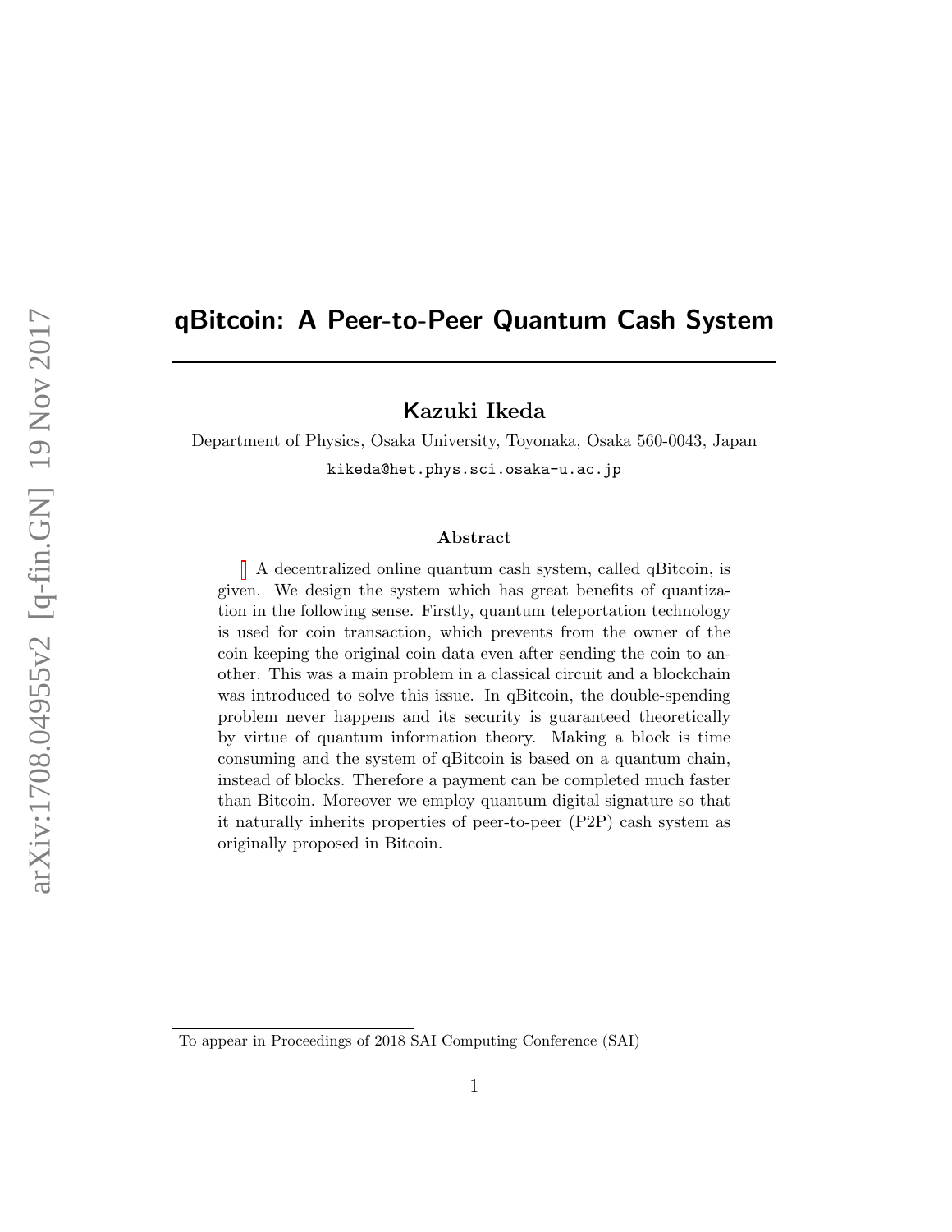# qBitcoin: A Peer-to-Peer Quantum Cash System

**Kazuki Ikeda**

Department of Physics, Osaka University, Toyonaka, Osaka 560-0043, Japan

kikeda@het.phys.sci.osaka-u.ac.jp

### Abstract

A decentralized online quantum cash system, called qBitcoin, is given. We design the system which has great benefits of quantization in the following sense. Firstly, quantum teleportation technology is used for coin transaction, which prevents from the owner of the coin keeping the original coin data even after sending the coin to another. This was a main problem in a classical circuit and a blockchain was introduced to solve this issue. In qBitcoin, the double-spending problem never happens and its security is guaranteed theoretically by virtue of quantum information theory. Making a block is time consuming and the system of qBitcoin is based on a quantum chain, instead of blocks. Therefore a payment can be completed much faster than Bitcoin. Moreover we employ quantum digital signature so that it naturally inherits properties of peer-to-peer (P2P) cash system as originally proposed in Bitcoin.

To appear in Proceedings of 2018 SAI Computing Conference (SAI)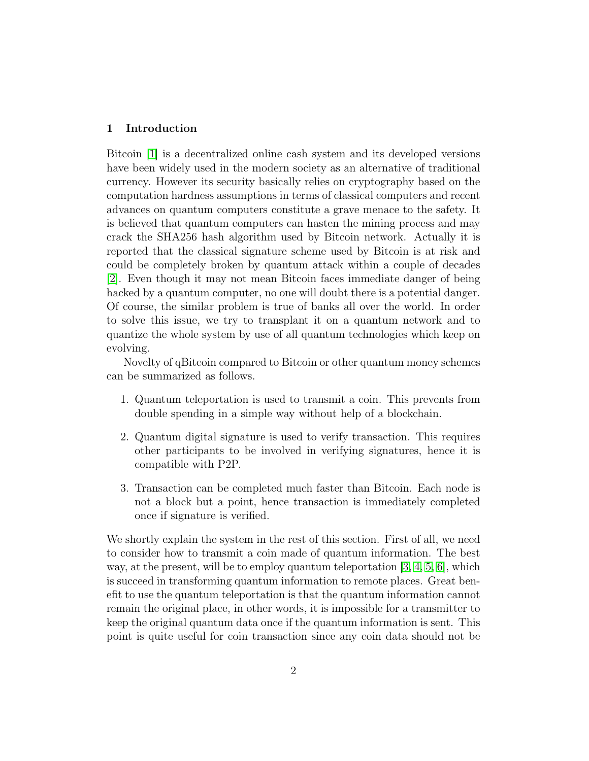## 1 Introduction

Bitcoin [1] is a decentralized online cash system and its developed versions have been widely used in the modern society as an alternative of traditional currency. However its security basically relies on cryptography based on the computation hardness assumptions in terms of classical computers and recent advances on quantum computers constitute a grave menace to the safety. It is believed that quantum computers can hasten the mining process and may crack the SHA256 hash algorithm used by Bitcoin network. Actually it is reported that the classical signature scheme used by Bitcoin is at risk and could be completely broken by quantum attack within a couple of decades [2]. Even though it may not mean Bitcoin faces immediate danger of being hacked by a quantum computer, no one will doubt there is a potential danger. Of course, the similar problem is true of banks all over the world. In order to solve this issue, we try to transplant it on a quantum network and to quantize the whole system by use of all quantum technologies which keep on evolving.

Novelty of qBitcoin compared to Bitcoin or other quantum money schemes can be summarized as follows.

1. Quantum teleportation is used to transmit a coin. This prevents from double spending in a simple way without help of a blockchain.
2. Quantum digital signature is used to verify transaction. This requires other participants to be involved in verifying signatures, hence it is compatible with P2P.
3. Transaction can be completed much faster than Bitcoin. Each node is not a block but a point, hence transaction is immediately completed once if signature is verified.

We shortly explain the system in the rest of this section. First of all, we need to consider how to transmit a coin made of quantum information. The best way, at the present, will be to employ quantum teleportation [3, 4, 5, 6], which is succeed in transforming quantum information to remote places. Great benefit to use the quantum teleportation is that the quantum information cannot remain the original place, in other words, it is impossible for a transmitter to keep the original quantum data once if the quantum information is sent. This point is quite useful for coin transaction since any coin data should not be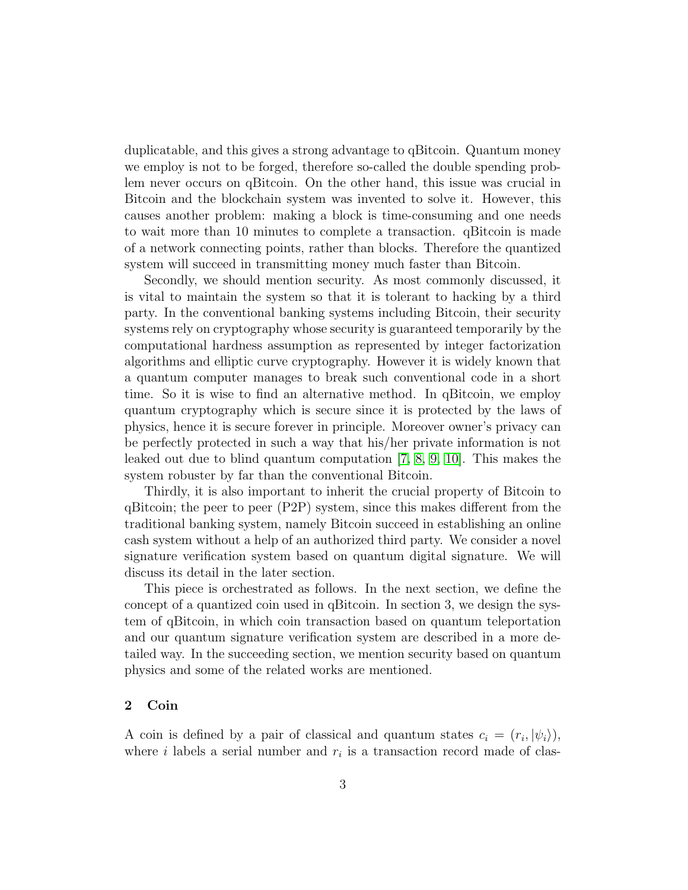duplicatable, and this gives a strong advantage to qBitcoin. Quantum money we employ is not to be forged, therefore so-called the double spending problem never occurs on qBitcoin. On the other hand, this issue was crucial in Bitcoin and the blockchain system was invented to solve it. However, this causes another problem: making a block is time-consuming and one needs to wait more than 10 minutes to complete a transaction. qBitcoin is made of a network connecting points, rather than blocks. Therefore the quantized system will succeed in transmitting money much faster than Bitcoin.

Secondly, we should mention security. As most commonly discussed, it is vital to maintain the system so that it is tolerant to hacking by a third party. In the conventional banking systems including Bitcoin, their security systems rely on cryptography whose security is guaranteed temporarily by the computational hardness assumption as represented by integer factorization algorithms and elliptic curve cryptography. However it is widely known that a quantum computer manages to break such conventional code in a short time. So it is wise to find an alternative method. In qBitcoin, we employ quantum cryptography which is secure since it is protected by the laws of physics, hence it is secure forever in principle. Moreover owner's privacy can be perfectly protected in such a way that his/her private information is not leaked out due to blind quantum computation [7, 8, 9, 10]. This makes the system robuster by far than the conventional Bitcoin.

Thirdly, it is also important to inherit the crucial property of Bitcoin to qBitcoin; the peer to peer (P2P) system, since this makes different from the traditional banking system, namely Bitcoin succeed in establishing an online cash system without a help of an authorized third party. We consider a novel signature verification system based on quantum digital signature. We will discuss its detail in the later section.

This piece is orchestrated as follows. In the next section, we define the concept of a quantized coin used in qBitcoin. In section 3, we design the system of qBitcoin, in which coin transaction based on quantum teleportation and our quantum signature verification system are described in a more detailed way. In the succeeding section, we mention security based on quantum physics and some of the related works are mentioned.

## 2 Coin

A coin is defined by a pair of classical and quantum states $c_i = (r_i, |\psi_i\rangle)$, where $i$ labels a serial number and $r_i$ is a transaction record made of clas-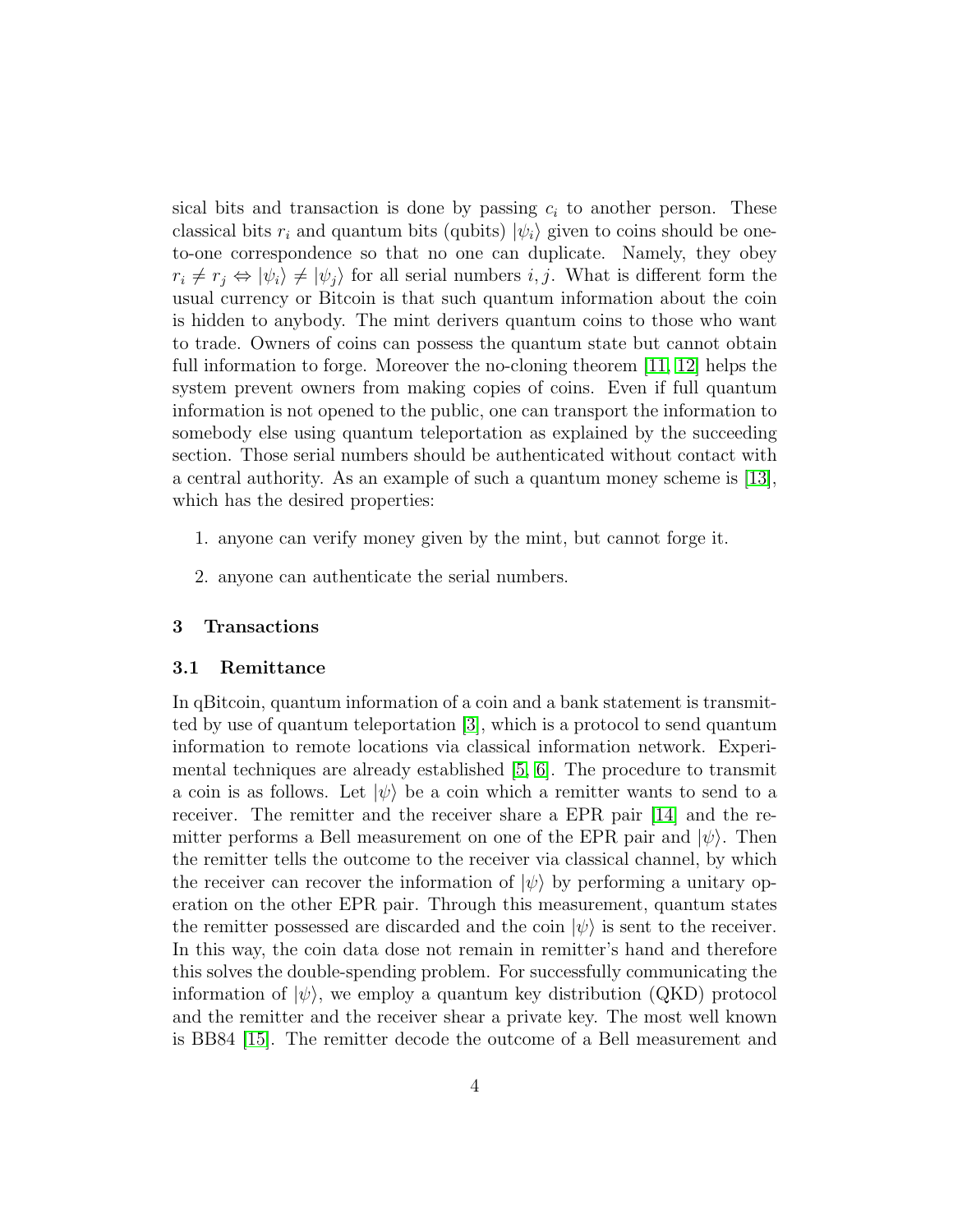sical bits and transaction is done by passing $c_i$ to another person. These classical bits $r_i$ and quantum bits (qubits) $|\psi_i\rangle$ given to coins should be one-to-one correspondence so that no one can duplicate. Namely, they obey $r_i \neq r_j \Leftrightarrow |\psi_i\rangle \neq |\psi_j\rangle$ for all serial numbers $i, j$. What is different form the usual currency or Bitcoin is that such quantum information about the coin is hidden to anybody. The mint derivers quantum coins to those who want to trade. Owners of coins can possess the quantum state but cannot obtain full information to forge. Moreover the no-cloning theorem [11, 12] helps the system prevent owners from making copies of coins. Even if full quantum information is not opened to the public, one can transport the information to somebody else using quantum teleportation as explained by the succeeding section. Those serial numbers should be authenticated without contact with a central authority. As an example of such a quantum money scheme is [13], which has the desired properties:

1. anyone can verify money given by the mint, but cannot forge it.

2. anyone can authenticate the serial numbers.

## 3 Transactions

### 3.1 Remittance

In qBitcoin, quantum information of a coin and a bank statement is transmitted by use of quantum teleportation [3], which is a protocol to send quantum information to remote locations via classical information network. Experimental techniques are already established [5, 6]. The procedure to transmit a coin is as follows. Let $|\psi\rangle$ be a coin which a remitter wants to send to a receiver. The remitter and the receiver share a EPR pair [14] and the remitter performs a Bell measurement on one of the EPR pair and $|\psi\rangle$. Then the remitter tells the outcome to the receiver via classical channel, by which the receiver can recover the information of $|\psi\rangle$ by performing a unitary operation on the other EPR pair. Through this measurement, quantum states the remitter possessed are discarded and the coin $|\psi\rangle$ is sent to the receiver. In this way, the coin data dose not remain in remitter's hand and therefore this solves the double-spending problem. For successfully communicating the information of $|\psi\rangle$, we employ a quantum key distribution (QKD) protocol and the remitter and the receiver shear a private key. The most well known is BB84 [15]. The remitter decode the outcome of a Bell measurement and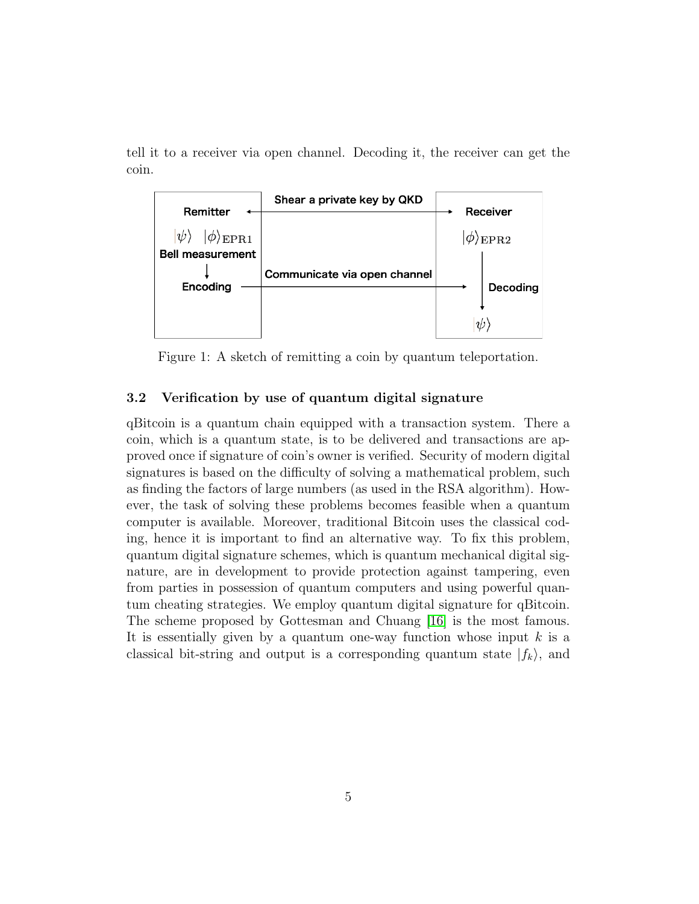tell it to a receiver via open channel. Decoding it, the receiver can get the coin.

Figure 1: A sketch of remitting a coin by quantum teleportation.

### 3.2 Verification by use of quantum digital signature

qBitcoin is a quantum chain equipped with a transaction system. There a coin, which is a quantum state, is to be delivered and transactions are approved once if signature of coin's owner is verified. Security of modern digital signatures is based on the difficulty of solving a mathematical problem, such as finding the factors of large numbers (as used in the RSA algorithm). However, the task of solving these problems becomes feasible when a quantum computer is available. Moreover, traditional Bitcoin uses the classical coding, hence it is important to find an alternative way. To fix this problem, quantum digital signature schemes, which is quantum mechanical digital signature, are in development to provide protection against tampering, even from parties in possession of quantum computers and using powerful quantum cheating strategies. We employ quantum digital signature for qBitcoin. The scheme proposed by Gottesman and Chuang [16] is the most famous. It is essentially given by a quantum one-way function whose input $k$ is a classical bit-string and output is a corresponding quantum state $|f_k\rangle$, and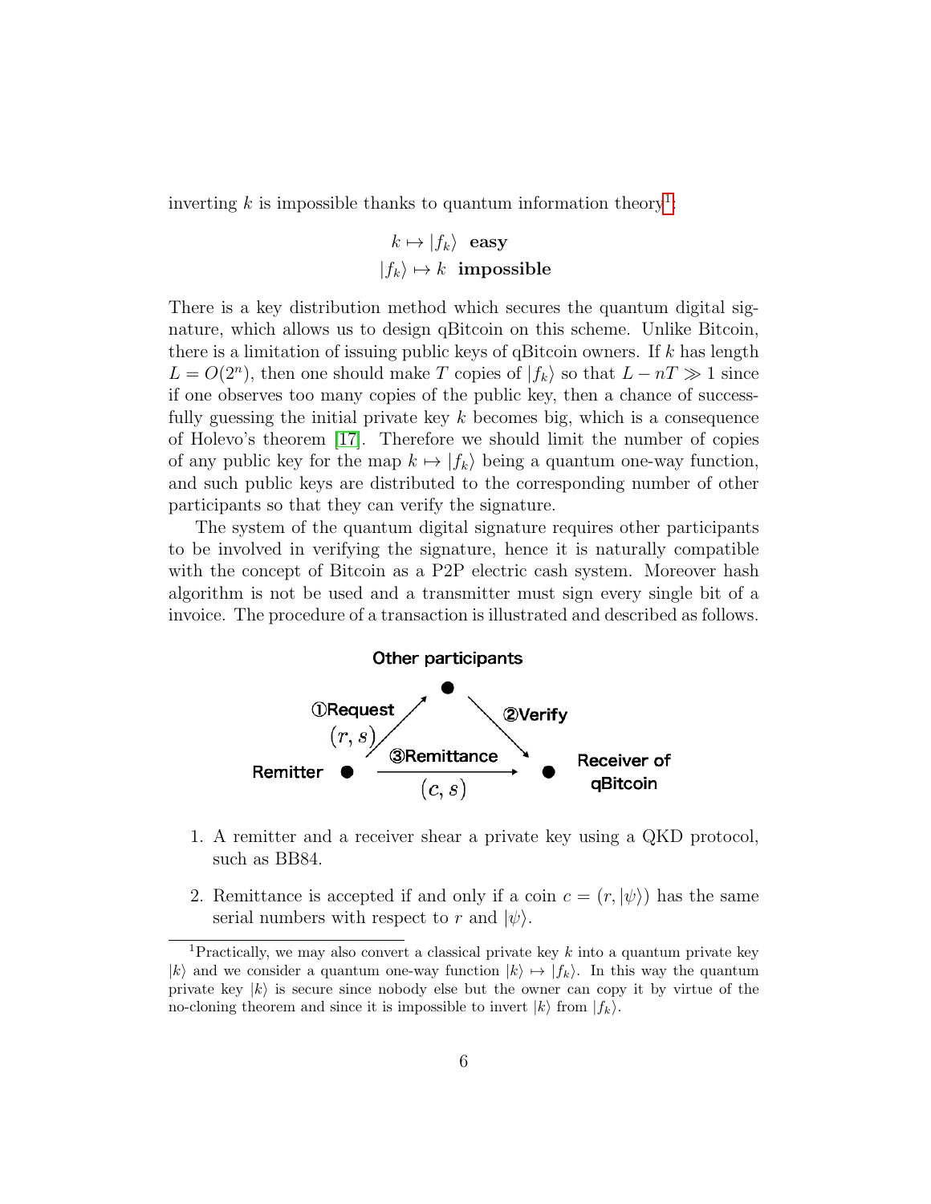inverting $k$ is impossible thanks to quantum information theory[1]:

$$
\begin{aligned}
k \mapsto |f_k\rangle &\quad \textbf{easy} \\
|f_k\rangle \mapsto k &\quad \textbf{impossible}
\end{aligned}
$$

There is a key distribution method which secures the quantum digital signature, which allows us to design qBitcoin on this scheme. Unlike Bitcoin, there is a limitation of issuing public keys of qBitcoin owners. If $k$ has length $L = O(2^n)$, then one should make $T$ copies of $|f_k\rangle$ so that $L - nT \gg 1$ since if one observes too many copies of the public key, then a chance of successfully guessing the initial private key $k$ becomes big, which is a consequence of Holevo's theorem [17]. Therefore we should limit the number of copies of any public key for the map $k \mapsto |f_k\rangle$ being a quantum one-way function, and such public keys are distributed to the corresponding number of other participants so that they can verify the signature.

The system of the quantum digital signature requires other participants to be involved in verifying the signature, hence it is naturally compatible with the concept of Bitcoin as a P2P electric cash system. Moreover hash algorithm is not be used and a transmitter must sign every single bit of a invoice. The procedure of a transaction is illustrated and described as follows.

Other participants

①Request $(r, s)$ — ②Verify

Remitter — ③Remittance $(c, s)$ — Receiver of qBitcoin

1. A remitter and a receiver shear a private key using a QKD protocol, such as BB84.
2. Remittance is accepted if and only if a coin $c = (r, |\psi\rangle)$ has the same serial numbers with respect to $r$ and $|\psi\rangle$.

[1] Practically, we may also convert a classical private key $k$ into a quantum private key $|k\rangle$ and we consider a quantum one-way function $|k\rangle \mapsto |f_k\rangle$. In this way the quantum private key $|k\rangle$ is secure since nobody else but the owner can copy it by virtue of the no-cloning theorem and since it is impossible to invert $|k\rangle$ from $|f_k\rangle$.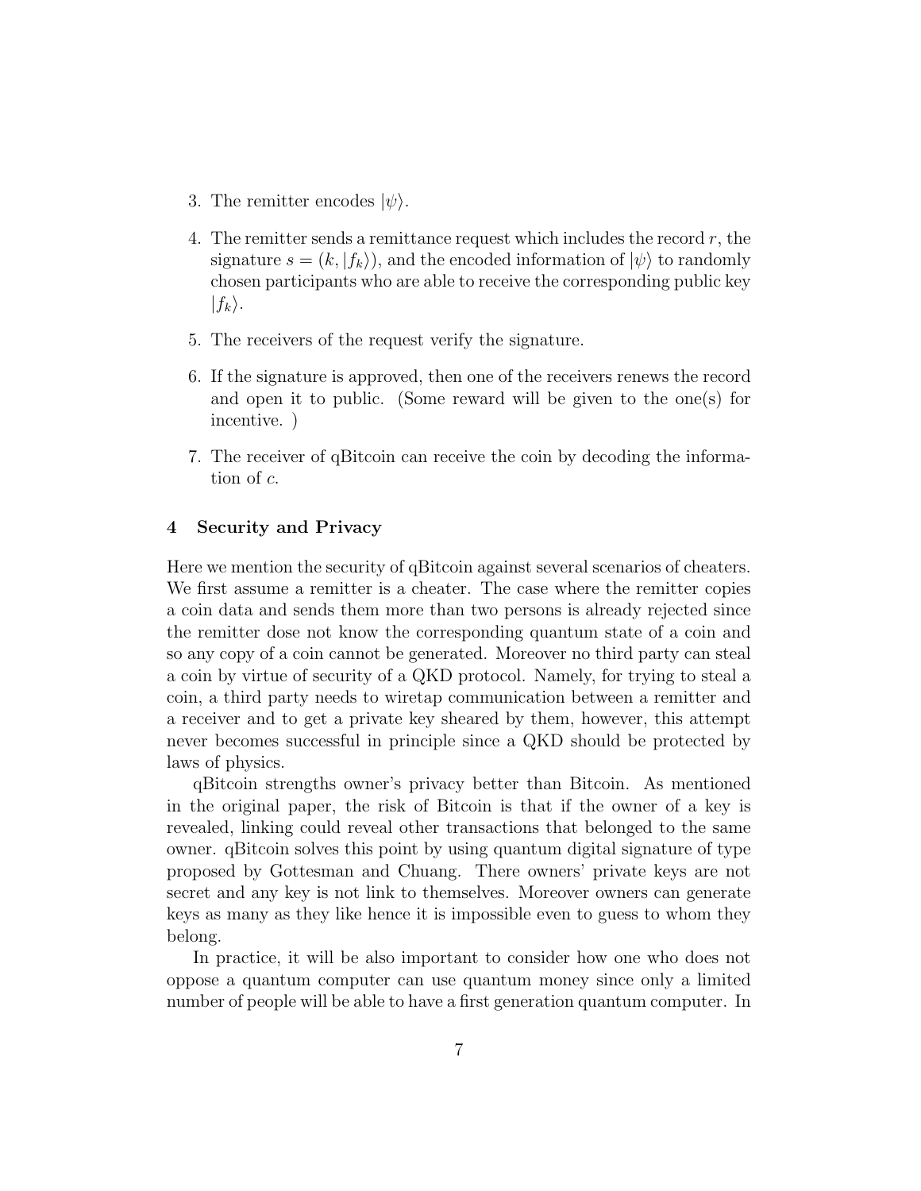3. The remitter encodes $|\psi\rangle$.

4. The remitter sends a remittance request which includes the record $r$, the signature $s = (k, |f_k\rangle)$, and the encoded information of $|\psi\rangle$ to randomly chosen participants who are able to receive the corresponding public key $|f_k\rangle$.

5. The receivers of the request verify the signature.

6. If the signature is approved, then one of the receivers renews the record and open it to public. (Some reward will be given to the one(s) for incentive. )

7. The receiver of qBitcoin can receive the coin by decoding the information of $c$.

## 4 Security and Privacy

Here we mention the security of qBitcoin against several scenarios of cheaters. We first assume a remitter is a cheater. The case where the remitter copies a coin data and sends them more than two persons is already rejected since the remitter dose not know the corresponding quantum state of a coin and so any copy of a coin cannot be generated. Moreover no third party can steal a coin by virtue of security of a QKD protocol. Namely, for trying to steal a coin, a third party needs to wiretap communication between a remitter and a receiver and to get a private key sheared by them, however, this attempt never becomes successful in principle since a QKD should be protected by laws of physics.

qBitcoin strengths owner's privacy better than Bitcoin. As mentioned in the original paper, the risk of Bitcoin is that if the owner of a key is revealed, linking could reveal other transactions that belonged to the same owner. qBitcoin solves this point by using quantum digital signature of type proposed by Gottesman and Chuang. There owners' private keys are not secret and any key is not link to themselves. Moreover owners can generate keys as many as they like hence it is impossible even to guess to whom they belong.

In practice, it will be also important to consider how one who does not oppose a quantum computer can use quantum money since only a limited number of people will be able to have a first generation quantum computer. In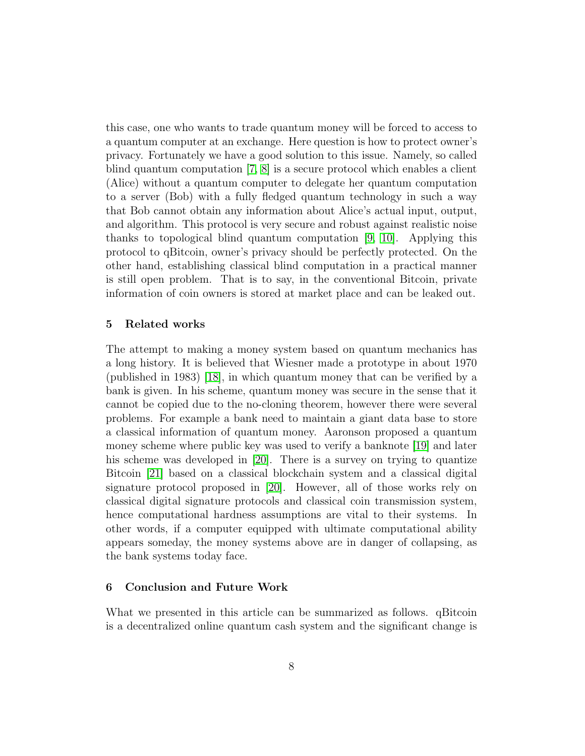this case, one who wants to trade quantum money will be forced to access to a quantum computer at an exchange. Here question is how to protect owner's privacy. Fortunately we have a good solution to this issue. Namely, so called blind quantum computation [7, 8] is a secure protocol which enables a client (Alice) without a quantum computer to delegate her quantum computation to a server (Bob) with a fully fledged quantum technology in such a way that Bob cannot obtain any information about Alice's actual input, output, and algorithm. This protocol is very secure and robust against realistic noise thanks to topological blind quantum computation [9, 10]. Applying this protocol to qBitcoin, owner's privacy should be perfectly protected. On the other hand, establishing classical blind computation in a practical manner is still open problem. That is to say, in the conventional Bitcoin, private information of coin owners is stored at market place and can be leaked out.

## 5 Related works

The attempt to making a money system based on quantum mechanics has a long history. It is believed that Wiesner made a prototype in about 1970 (published in 1983) [18], in which quantum money that can be verified by a bank is given. In his scheme, quantum money was secure in the sense that it cannot be copied due to the no-cloning theorem, however there were several problems. For example a bank need to maintain a giant data base to store a classical information of quantum money. Aaronson proposed a quantum money scheme where public key was used to verify a banknote [19] and later his scheme was developed in [20]. There is a survey on trying to quantize Bitcoin [21] based on a classical blockchain system and a classical digital signature protocol proposed in [20]. However, all of those works rely on classical digital signature protocols and classical coin transmission system, hence computational hardness assumptions are vital to their systems. In other words, if a computer equipped with ultimate computational ability appears someday, the money systems above are in danger of collapsing, as the bank systems today face.

## 6 Conclusion and Future Work

What we presented in this article can be summarized as follows. qBitcoin is a decentralized online quantum cash system and the significant change is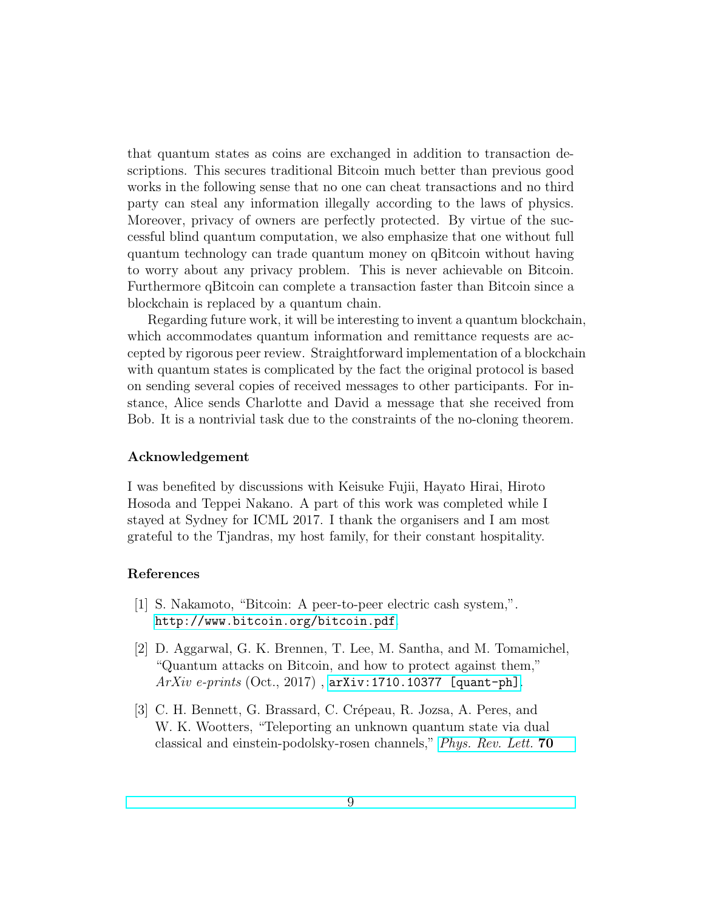that quantum states as coins are exchanged in addition to transaction descriptions. This secures traditional Bitcoin much better than previous good works in the following sense that no one can cheat transactions and no third party can steal any information illegally according to the laws of physics. Moreover, privacy of owners are perfectly protected. By virtue of the successful blind quantum computation, we also emphasize that one without full quantum technology can trade quantum money on qBitcoin without having to worry about any privacy problem. This is never achievable on Bitcoin. Furthermore qBitcoin can complete a transaction faster than Bitcoin since a blockchain is replaced by a quantum chain.

Regarding future work, it will be interesting to invent a quantum blockchain, which accommodates quantum information and remittance requests are accepted by rigorous peer review. Straightforward implementation of a blockchain with quantum states is complicated by the fact the original protocol is based on sending several copies of received messages to other participants. For instance, Alice sends Charlotte and David a message that she received from Bob. It is a nontrivial task due to the constraints of the no-cloning theorem.

### Acknowledgement

I was benefited by discussions with Keisuke Fujii, Hayato Hirai, Hiroto Hosoda and Teppei Nakano. A part of this work was completed while I stayed at Sydney for ICML 2017. I thank the organisers and I am most grateful to the Tjandras, my host family, for their constant hospitality.

### References

[1] S. Nakamoto, "Bitcoin: A peer-to-peer electric cash system,". `http://www.bitcoin.org/bitcoin.pdf`.

[2] D. Aggarwal, G. K. Brennen, T. Lee, M. Santha, and M. Tomamichel, "Quantum attacks on Bitcoin, and how to protect against them," *ArXiv e-prints* (Oct., 2017) , `arXiv:1710.10377 [quant-ph]`.

[3] C. H. Bennett, G. Brassard, C. Crépeau, R. Jozsa, A. Peres, and W. K. Wootters, "Teleporting an unknown quantum state via dual classical and einstein-podolsky-rosen channels," *Phys. Rev. Lett.* **70**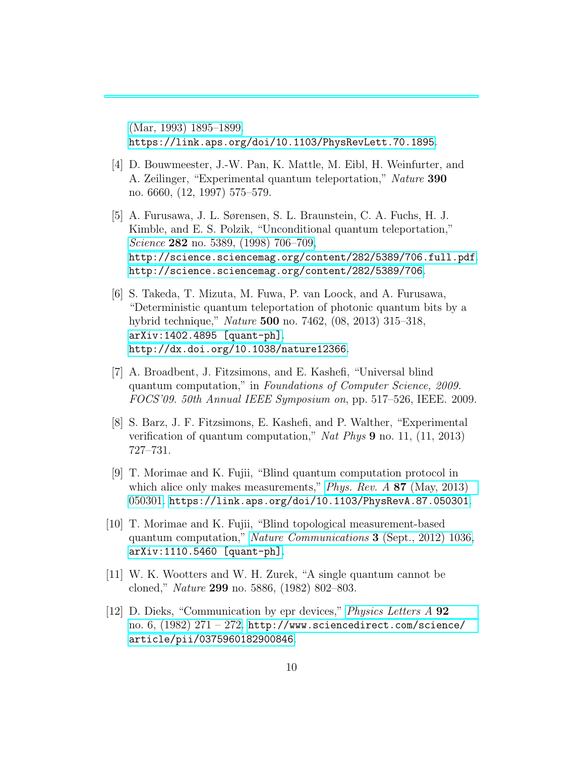(Mar, 1993) 1895–1899. https://link.aps.org/doi/10.1103/PhysRevLett.70.1895.

[4] D. Bouwmeester, J.-W. Pan, K. Mattle, M. Eibl, H. Weinfurter, and A. Zeilinger, "Experimental quantum teleportation," *Nature* **390** no. 6660, (12, 1997) 575–579.

[5] A. Furusawa, J. L. Sørensen, S. L. Braunstein, C. A. Fuchs, H. J. Kimble, and E. S. Polzik, "Unconditional quantum teleportation," *Science* **282** no. 5389, (1998) 706–709, http://science.sciencemag.org/content/282/5389/706.full.pdf. http://science.sciencemag.org/content/282/5389/706.

[6] S. Takeda, T. Mizuta, M. Fuwa, P. van Loock, and A. Furusawa, "Deterministic quantum teleportation of photonic quantum bits by a hybrid technique," *Nature* **500** no. 7462, (08, 2013) 315–318, arXiv:1402.4895 [quant-ph]. http://dx.doi.org/10.1038/nature12366.

[7] A. Broadbent, J. Fitzsimons, and E. Kashefi, "Universal blind quantum computation," in *Foundations of Computer Science, 2009. FOCS'09. 50th Annual IEEE Symposium on*, pp. 517–526, IEEE. 2009.

[8] S. Barz, J. F. Fitzsimons, E. Kashefi, and P. Walther, "Experimental verification of quantum computation," *Nat Phys* **9** no. 11, (11, 2013) 727–731.

[9] T. Morimae and K. Fujii, "Blind quantum computation protocol in which alice only makes measurements," *Phys. Rev. A* **87** (May, 2013) 050301. https://link.aps.org/doi/10.1103/PhysRevA.87.050301.

[10] T. Morimae and K. Fujii, "Blind topological measurement-based quantum computation," *Nature Communications* **3** (Sept., 2012) 1036, arXiv:1110.5460 [quant-ph].

[11] W. K. Wootters and W. H. Zurek, "A single quantum cannot be cloned," *Nature* **299** no. 5886, (1982) 802–803.

[12] D. Dieks, "Communication by epr devices," *Physics Letters A* **92** no. 6, (1982) 271 – 272. http://www.sciencedirect.com/science/article/pii/0375960182900846.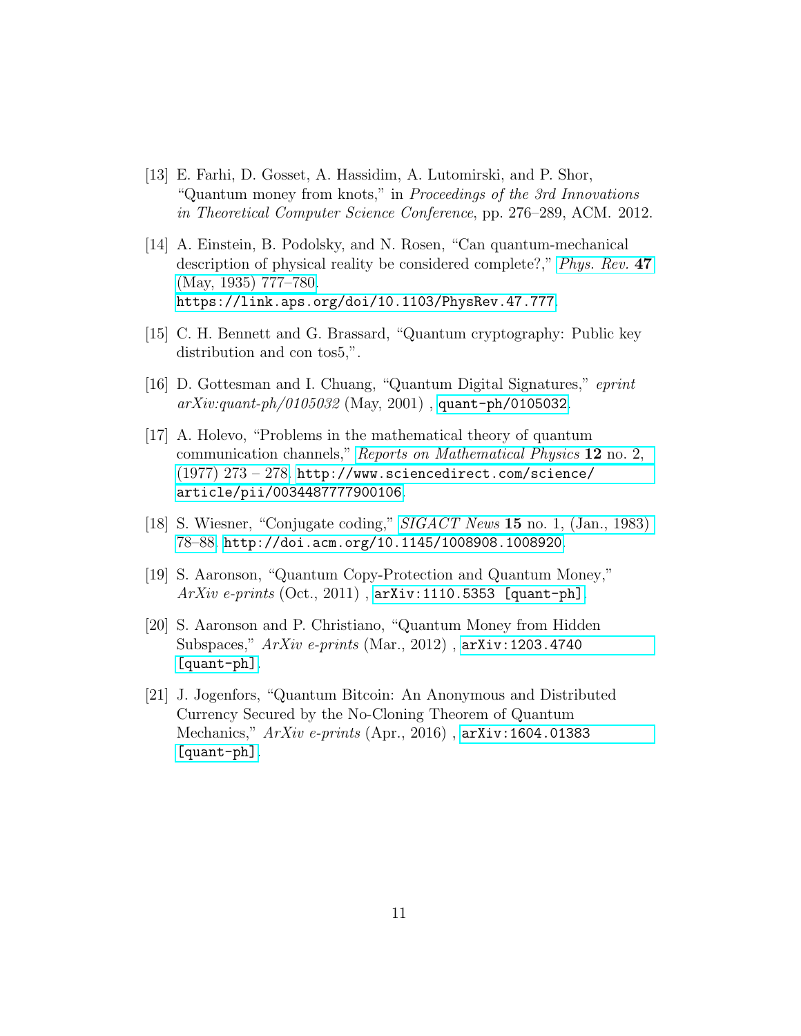[13] E. Farhi, D. Gosset, A. Hassidim, A. Lutomirski, and P. Shor, "Quantum money from knots," in *Proceedings of the 3rd Innovations in Theoretical Computer Science Conference*, pp. 276–289, ACM. 2012.

[14] A. Einstein, B. Podolsky, and N. Rosen, "Can quantum-mechanical description of physical reality be considered complete?," *Phys. Rev.* **47** (May, 1935) 777–780. `https://link.aps.org/doi/10.1103/PhysRev.47.777`.

[15] C. H. Bennett and G. Brassard, "Quantum cryptography: Public key distribution and con tos5,".

[16] D. Gottesman and I. Chuang, "Quantum Digital Signatures," *eprint arXiv:quant-ph/0105032* (May, 2001) , `quant-ph/0105032`.

[17] A. Holevo, "Problems in the mathematical theory of quantum communication channels," *Reports on Mathematical Physics* **12** no. 2, (1977) 273 – 278. `http://www.sciencedirect.com/science/article/pii/0034487777900106`.

[18] S. Wiesner, "Conjugate coding," *SIGACT News* **15** no. 1, (Jan., 1983) 78–88. `http://doi.acm.org/10.1145/1008908.1008920`.

[19] S. Aaronson, "Quantum Copy-Protection and Quantum Money," *ArXiv e-prints* (Oct., 2011) , `arXiv:1110.5353 [quant-ph]`.

[20] S. Aaronson and P. Christiano, "Quantum Money from Hidden Subspaces," *ArXiv e-prints* (Mar., 2012) , `arXiv:1203.4740 [quant-ph]`.

[21] J. Jogenfors, "Quantum Bitcoin: An Anonymous and Distributed Currency Secured by the No-Cloning Theorem of Quantum Mechanics," *ArXiv e-prints* (Apr., 2016) , `arXiv:1604.01383 [quant-ph]`.